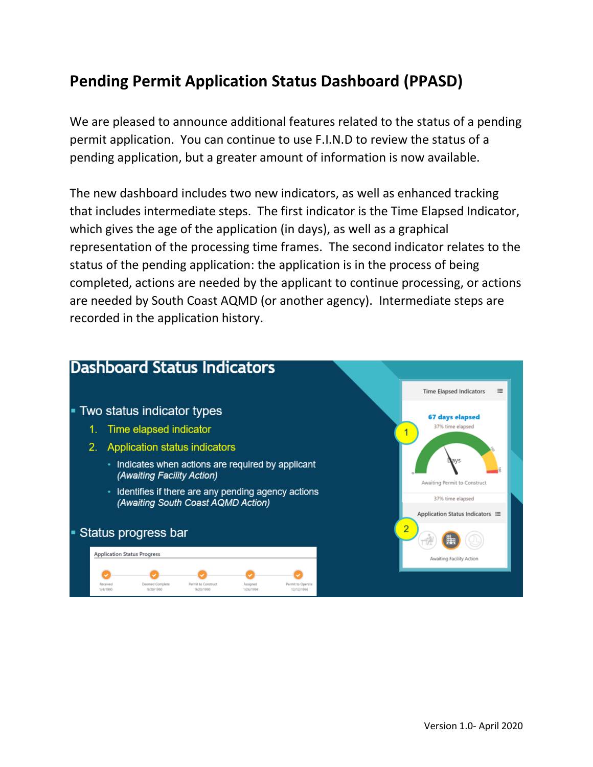# Pending Permit Application Status Dashboard (PPASD)

We are pleased to announce additional features related to the status of a pending permit application. You can continue to use F.I.N.D to review the status of a pending application, but a greater amount of information is now available.

The new dashboard includes two new indicators, as well as enhanced tracking that includes intermediate steps. The first indicator is the Time Elapsed Indicator, which gives the age of the application (in days), as well as a graphical representation of the processing time frames. The second indicator relates to the status of the pending application: the application is in the process of being completed, actions are needed by the applicant to continue processing, or actions are needed by South Coast AQMD (or another agency). Intermediate steps are recorded in the application history.

## Dashboard Status Indicators

- Two status indicator types
  1. Time elapsed indicator
  2. Application status indicators
     - Indicates when actions are required by applicant *(Awaiting Facility Action)*
     - Identifies if there are any pending agency actions *(Awaiting South Coast AQMD Action)*
- Status progress bar

Application Status Progress

| Received | Deemed Complete | Permit to Construct | Assigned | Permit to Operate |
| --- | --- | --- | --- | --- |
| 1/4/1990 | 9/20/1990 | 9/20/1990 | 1/26/1994 | 12/12/1996 |

Time Elapsed Indicators

1. 67 days elapsed
   37% time elapsed
   Days
   Awaiting Permit to Construct
   37% time elapsed

Application Status Indicators

2. Awaiting Facility Action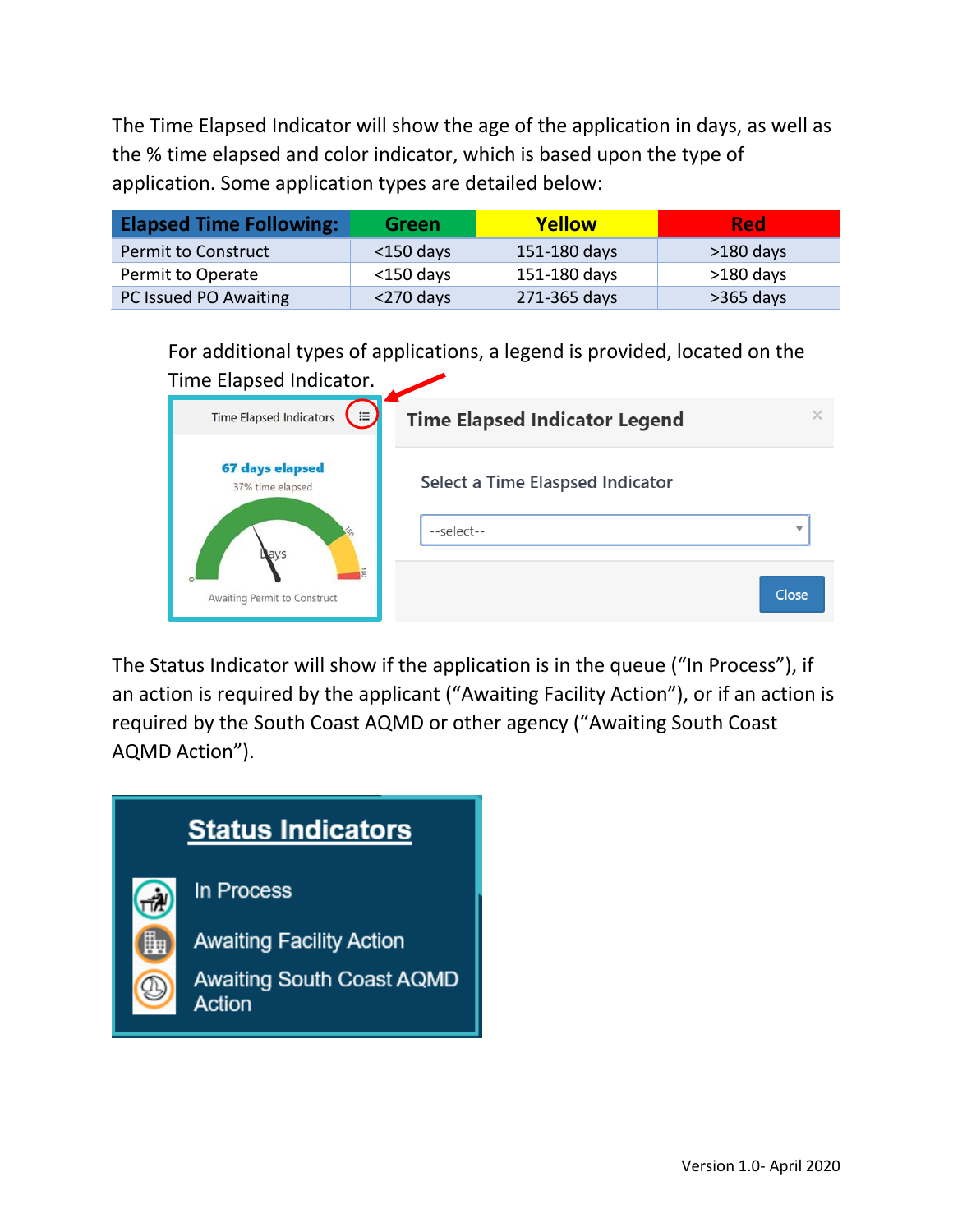The Time Elapsed Indicator will show the age of the application in days, as well as the % time elapsed and color indicator, which is based upon the type of application. Some application types are detailed below:

| Elapsed Time Following: | Green | Yellow | Red |
|---|---|---|---|
| Permit to Construct | <150 days | 151-180 days | >180 days |
| Permit to Operate | <150 days | 151-180 days | >180 days |
| PC Issued PO Awaiting | <270 days | 271-365 days | >365 days |

For additional types of applications, a legend is provided, located on the Time Elapsed Indicator.

The Status Indicator will show if the application is in the queue ("In Process"), if an action is required by the applicant ("Awaiting Facility Action"), or if an action is required by the South Coast AQMD or other agency ("Awaiting South Coast AQMD Action").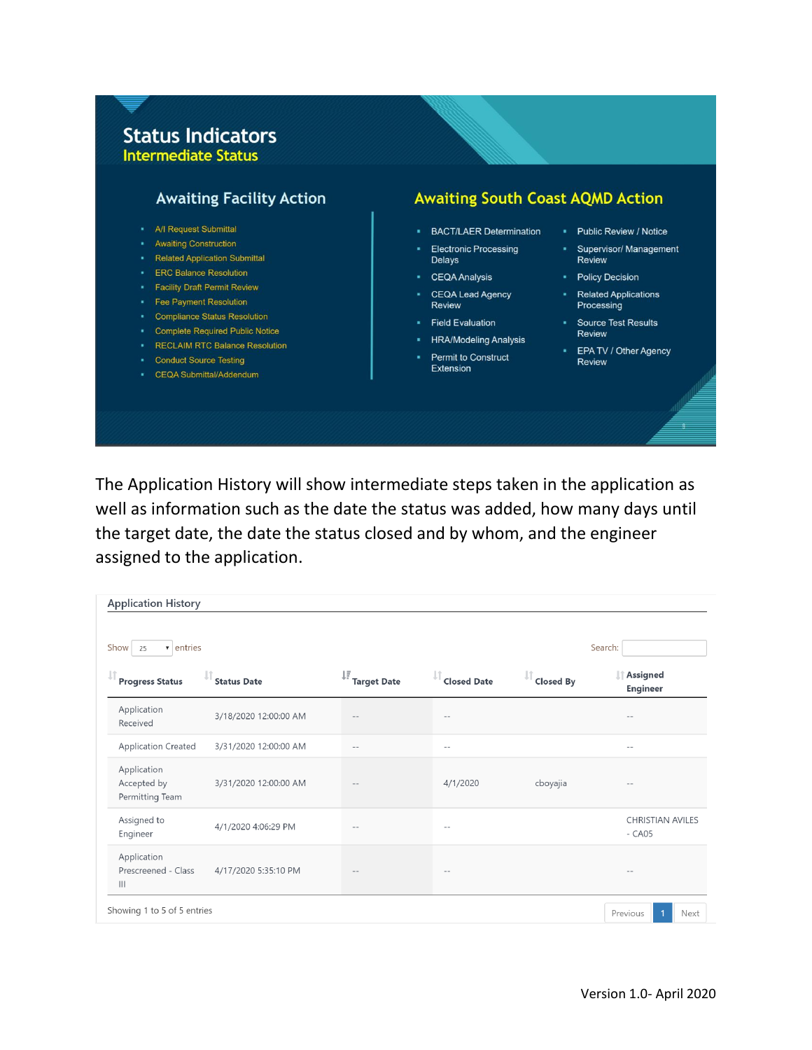## Status Indicators
### Intermediate Status

#### Awaiting Facility Action

- A/I Request Submittal
- Awaiting Construction
- Related Application Submittal
- ERC Balance Resolution
- Facility Draft Permit Review
- Fee Payment Resolution
- Compliance Status Resolution
- Complete Required Public Notice
- RECLAIM RTC Balance Resolution
- Conduct Source Testing
- CEQA Submittal/Addendum

#### Awaiting South Coast AQMD Action

- BACT/LAER Determination
- Electronic Processing Delays
- CEQA Analysis
- CEQA Lead Agency Review
- Field Evaluation
- HRA/Modeling Analysis
- Permit to Construct Extension
- Public Review / Notice
- Supervisor/ Management Review
- Policy Decision
- Related Applications Processing
- Source Test Results Review
- EPA TV / Other Agency Review

The Application History will show intermediate steps taken in the application as well as information such as the date the status was added, how many days until the target date, the date the status closed and by whom, and the engineer assigned to the application.

**Application History**

Show 25 entries  Search:

| Progress Status | Status Date | Target Date | Closed Date | Closed By | Assigned Engineer |
|---|---|---|---|---|---|
| Application Received | 3/18/2020 12:00:00 AM | -- | -- | | -- |
| Application Created | 3/31/2020 12:00:00 AM | -- | -- | | -- |
| Application Accepted by Permitting Team | 3/31/2020 12:00:00 AM | -- | 4/1/2020 | cboyajia | -- |
| Assigned to Engineer | 4/1/2020 4:06:29 PM | -- | -- | | CHRISTIAN AVILES - CA05 |
| Application Prescreened - Class III | 4/17/2020 5:35:10 PM | -- | -- | | -- |

Showing 1 to 5 of 5 entries  Previous 1 Next

Version 1.0- April 2020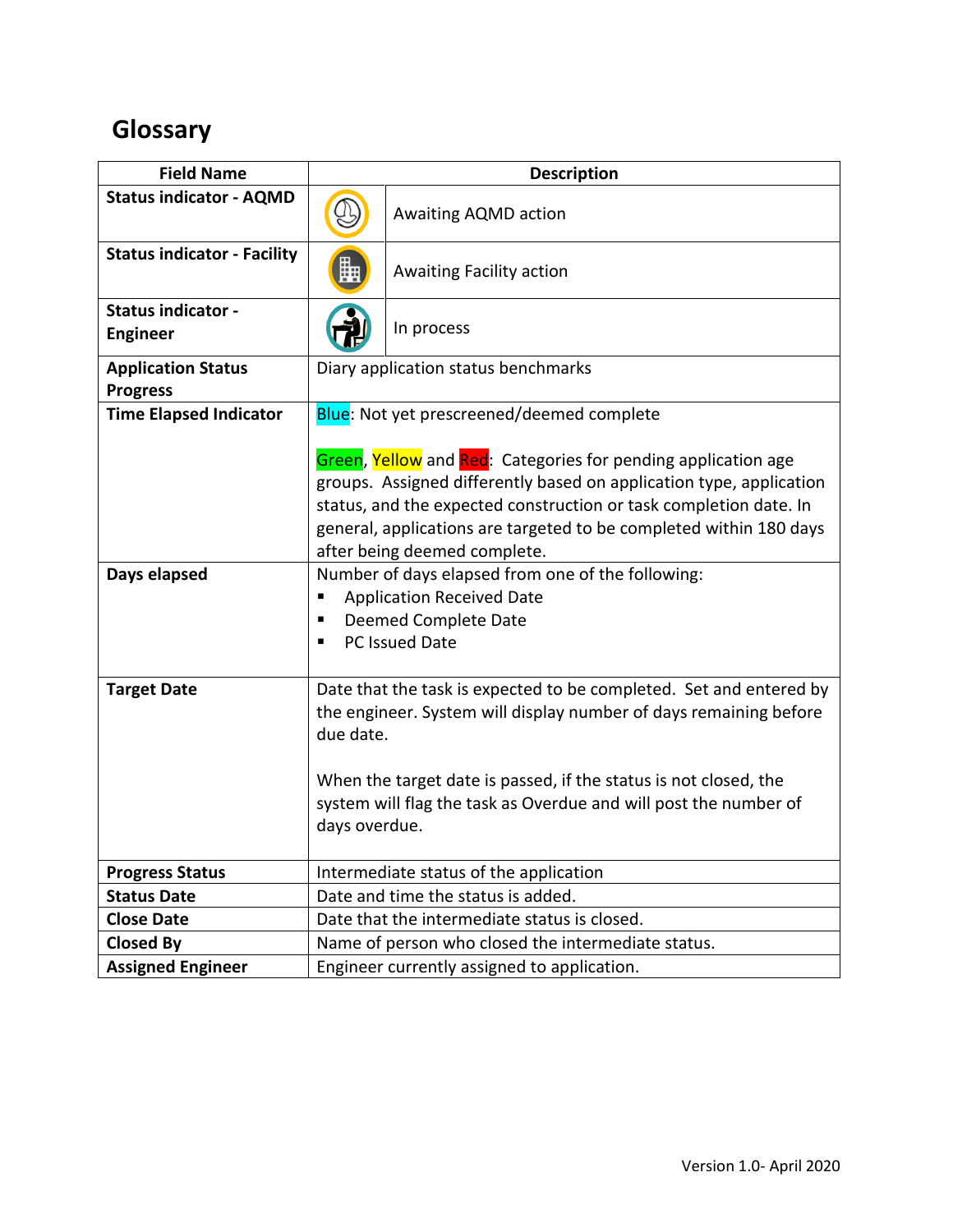# Glossary

| Field Name | Description | |
|---|---|---|
| **Status indicator - AQMD** | | Awaiting AQMD action |
| **Status indicator - Facility** | | Awaiting Facility action |
| **Status indicator - Engineer** | | In process |
| **Application Status Progress** | Diary application status benchmarks | |
| **Time Elapsed Indicator** | Blue: Not yet prescreened/deemed complete<br><br>Green, Yellow and Red: Categories for pending application age groups. Assigned differently based on application type, application status, and the expected construction or task completion date. In general, applications are targeted to be completed within 180 days after being deemed complete. | |
| **Days elapsed** | Number of days elapsed from one of the following:<br>▪ Application Received Date<br>▪ Deemed Complete Date<br>▪ PC Issued Date | |
| **Target Date** | Date that the task is expected to be completed. Set and entered by the engineer. System will display number of days remaining before due date.<br><br>When the target date is passed, if the status is not closed, the system will flag the task as Overdue and will post the number of days overdue. | |
| **Progress Status** | Intermediate status of the application | |
| **Status Date** | Date and time the status is added. | |
| **Close Date** | Date that the intermediate status is closed. | |
| **Closed By** | Name of person who closed the intermediate status. | |
| **Assigned Engineer** | Engineer currently assigned to application. | |

Version 1.0- April 2020